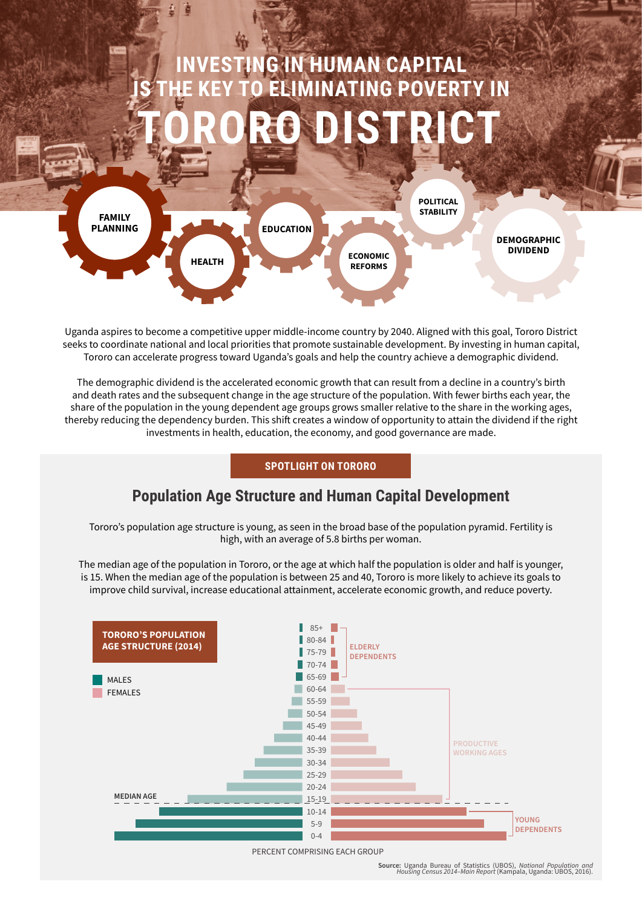# INVESTING IN HUMAN CAPITAL IS THE KEY TO ELIMINATING POVERTY IN TORORO DISTRICT

FAMILY PLANNING · HEALTH · EDUCATION · ECONOMIC REFORMS · POLITICAL STABILITY · DEMOGRAPHIC DIVIDEND

Uganda aspires to become a competitive upper middle-income country by 2040. Aligned with this goal, Tororo District seeks to coordinate national and local priorities that promote sustainable development. By investing in human capital, Tororo can accelerate progress toward Uganda's goals and help the country achieve a demographic dividend.

The demographic dividend is the accelerated economic growth that can result from a decline in a country's birth and death rates and the subsequent change in the age structure of the population. With fewer births each year, the share of the population in the young dependent age groups grows smaller relative to the share in the working ages, thereby reducing the dependency burden. This shift creates a window of opportunity to attain the dividend if the right investments in health, education, the economy, and good governance are made.

**SPOTLIGHT ON TORORO**

## Population Age Structure and Human Capital Development

Tororo's population age structure is young, as seen in the broad base of the population pyramid. Fertility is high, with an average of 5.8 births per woman.

The median age of the population in Tororo, or the age at which half the population is older and half is younger, is 15. When the median age of the population is between 25 and 40, Tororo is more likely to achieve its goals to improve child survival, increase educational attainment, accelerate economic growth, and reduce poverty.

**TORORO'S POPULATION AGE STRUCTURE (2014)**

MALES · FEMALES

Age groups: 85+, 80-84, 75-79, 70-74, 65-69 (ELDERLY DEPENDENTS); 60-64, 55-59, 50-54, 45-49, 40-44, 35-39, 30-34, 25-29, 20-24, 15-19 (PRODUCTIVE WORKING AGES); 10-14, 5-9, 0-4 (YOUNG DEPENDENTS)

MEDIAN AGE

PERCENT COMPRISING EACH GROUP

**Source:** Uganda Bureau of Statistics (UBOS), *National Population and Housing Census 2014–Main Report* (Kampala, Uganda: UBOS, 2016).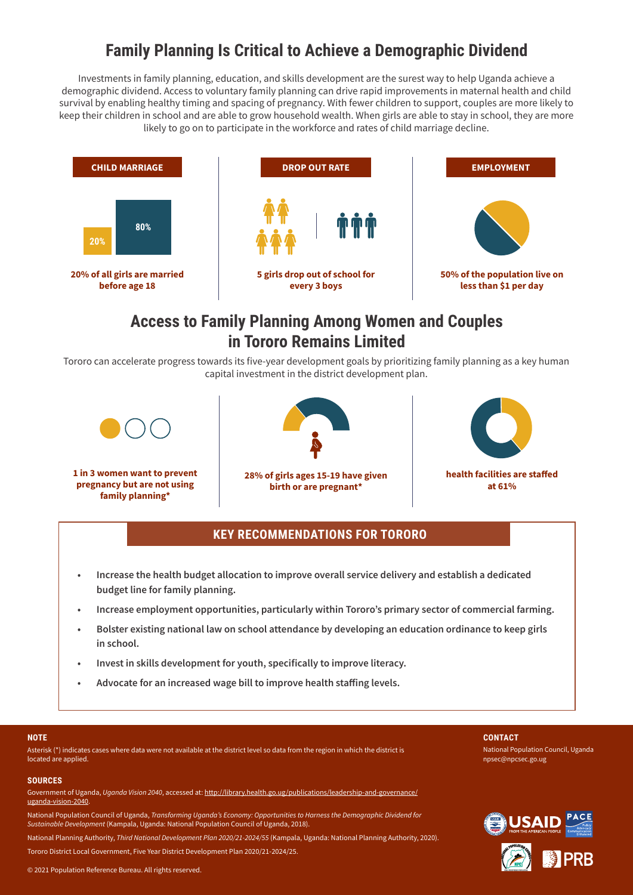# Family Planning Is Critical to Achieve a Demographic Dividend

Investments in family planning, education, and skills development are the surest way to help Uganda achieve a demographic dividend. Access to voluntary family planning can drive rapid improvements in maternal health and child survival by enabling healthy timing and spacing of pregnancy. With fewer children to support, couples are more likely to keep their children in school and are able to grow household wealth. When girls are able to stay in school, they are more likely to go on to participate in the workforce and rates of child marriage decline.

**CHILD MARRIAGE**

20%

80%

**20% of all girls are married before age 18**

**DROP OUT RATE**

**5 girls drop out of school for every 3 boys**

**EMPLOYMENT**

**50% of the population live on less than $1 per day**

## Access to Family Planning Among Women and Couples in Tororo Remains Limited

Tororo can accelerate progress towards its five-year development goals by prioritizing family planning as a key human capital investment in the district development plan.

**1 in 3 women want to prevent pregnancy but are not using family planning***

**28% of girls ages 15-19 have given birth or are pregnant***

**health facilities are staffed at 61%**

## KEY RECOMMENDATIONS FOR TORORO

- **Increase the health budget allocation to improve overall service delivery and establish a dedicated budget line for family planning.**
- **Increase employment opportunities, particularly within Tororo's primary sector of commercial farming.**
- **Bolster existing national law on school attendance by developing an education ordinance to keep girls in school.**
- **Invest in skills development for youth, specifically to improve literacy.**
- **Advocate for an increased wage bill to improve health staffing levels.**

### NOTE

Asterisk (*) indicates cases where data were not available at the district level so data from the region in which the district is located are applied.

### SOURCES

Government of Uganda, *Uganda Vision 2040*, accessed at: http://library.health.go.ug/publications/leadership-and-governance/uganda-vision-2040.

National Population Council of Uganda, *Transforming Uganda's Economy: Opportunities to Harness the Demographic Dividend for Sustainable Development* (Kampala, Uganda: National Population Council of Uganda, 2018).

National Planning Authority, *Third National Development Plan 2020/21-2024/55* (Kampala, Uganda: National Planning Authority, 2020).

Tororo District Local Government, Five Year District Development Plan 2020/21-2024/25.

© 2021 Population Reference Bureau. All rights reserved.

### CONTACT

National Population Council, Uganda
npsec@npcsec.go.ug